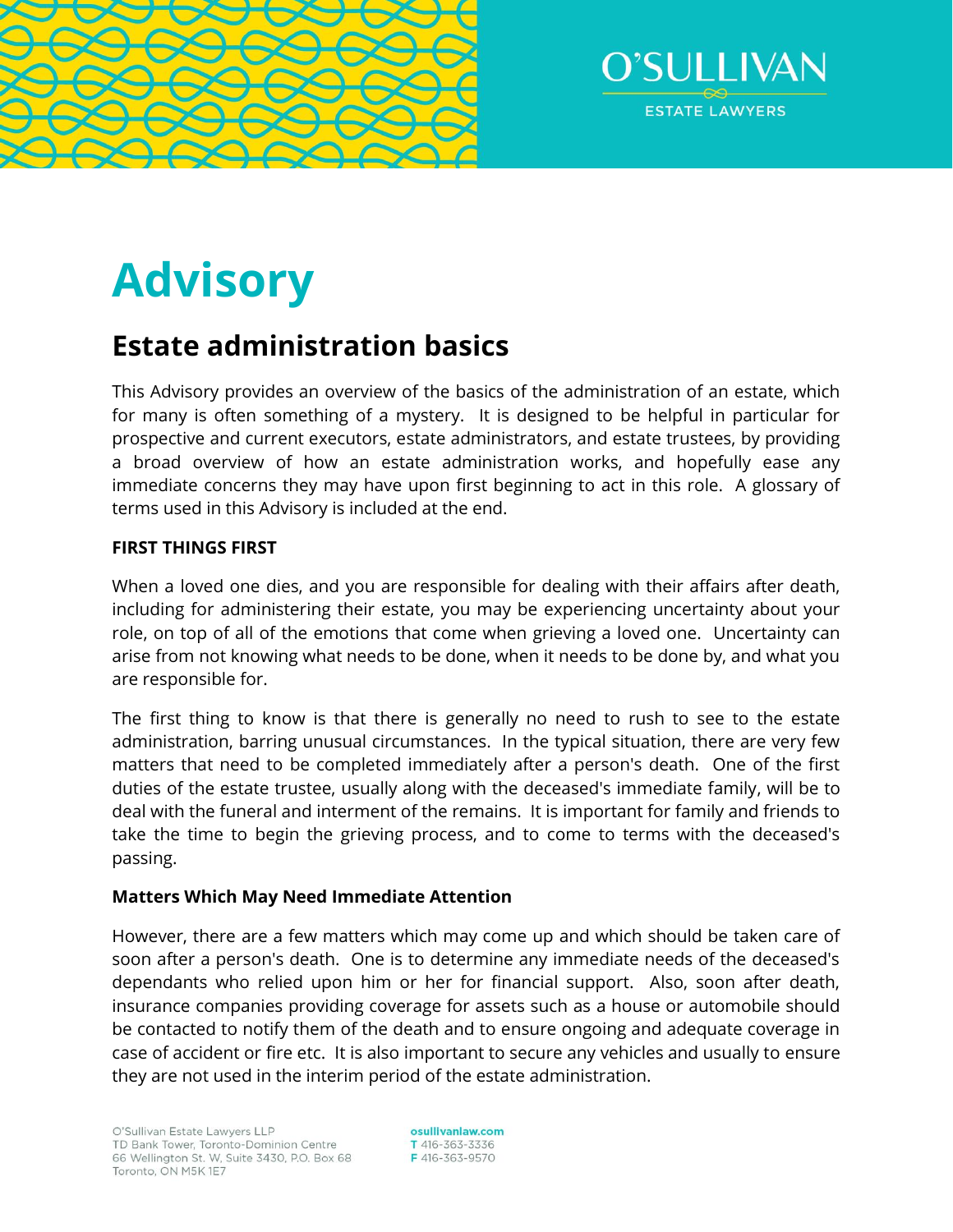O'SULLIVAN

ESTATE LAWYERS

# Advisory

## Estate administration basics

This Advisory provides an overview of the basics of the administration of an estate, which for many is often something of a mystery. It is designed to be helpful in particular for prospective and current executors, estate administrators, and estate trustees, by providing a broad overview of how an estate administration works, and hopefully ease any immediate concerns they may have upon first beginning to act in this role. A glossary of terms used in this Advisory is included at the end.

**FIRST THINGS FIRST**

When a loved one dies, and you are responsible for dealing with their affairs after death, including for administering their estate, you may be experiencing uncertainty about your role, on top of all of the emotions that come when grieving a loved one. Uncertainty can arise from not knowing what needs to be done, when it needs to be done by, and what you are responsible for.

The first thing to know is that there is generally no need to rush to see to the estate administration, barring unusual circumstances. In the typical situation, there are very few matters that need to be completed immediately after a person's death. One of the first duties of the estate trustee, usually along with the deceased's immediate family, will be to deal with the funeral and interment of the remains. It is important for family and friends to take the time to begin the grieving process, and to come to terms with the deceased's passing.

**Matters Which May Need Immediate Attention**

However, there are a few matters which may come up and which should be taken care of soon after a person's death. One is to determine any immediate needs of the deceased's dependants who relied upon him or her for financial support. Also, soon after death, insurance companies providing coverage for assets such as a house or automobile should be contacted to notify them of the death and to ensure ongoing and adequate coverage in case of accident or fire etc. It is also important to secure any vehicles and usually to ensure they are not used in the interim period of the estate administration.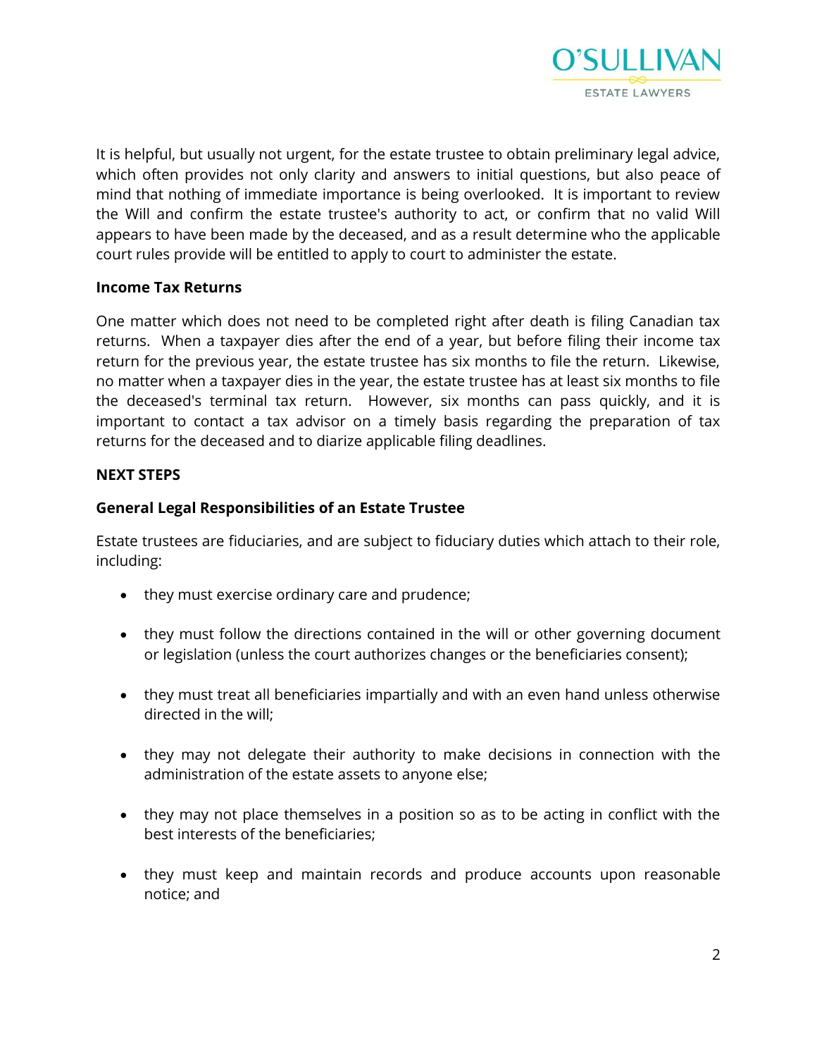It is helpful, but usually not urgent, for the estate trustee to obtain preliminary legal advice, which often provides not only clarity and answers to initial questions, but also peace of mind that nothing of immediate importance is being overlooked. It is important to review the Will and confirm the estate trustee's authority to act, or confirm that no valid Will appears to have been made by the deceased, and as a result determine who the applicable court rules provide will be entitled to apply to court to administer the estate.

### Income Tax Returns

One matter which does not need to be completed right after death is filing Canadian tax returns. When a taxpayer dies after the end of a year, but before filing their income tax return for the previous year, the estate trustee has six months to file the return. Likewise, no matter when a taxpayer dies in the year, the estate trustee has at least six months to file the deceased's terminal tax return. However, six months can pass quickly, and it is important to contact a tax advisor on a timely basis regarding the preparation of tax returns for the deceased and to diarize applicable filing deadlines.

## NEXT STEPS

### General Legal Responsibilities of an Estate Trustee

Estate trustees are fiduciaries, and are subject to fiduciary duties which attach to their role, including:

- they must exercise ordinary care and prudence;
- they must follow the directions contained in the will or other governing document or legislation (unless the court authorizes changes or the beneficiaries consent);
- they must treat all beneficiaries impartially and with an even hand unless otherwise directed in the will;
- they may not delegate their authority to make decisions in connection with the administration of the estate assets to anyone else;
- they may not place themselves in a position so as to be acting in conflict with the best interests of the beneficiaries;
- they must keep and maintain records and produce accounts upon reasonable notice; and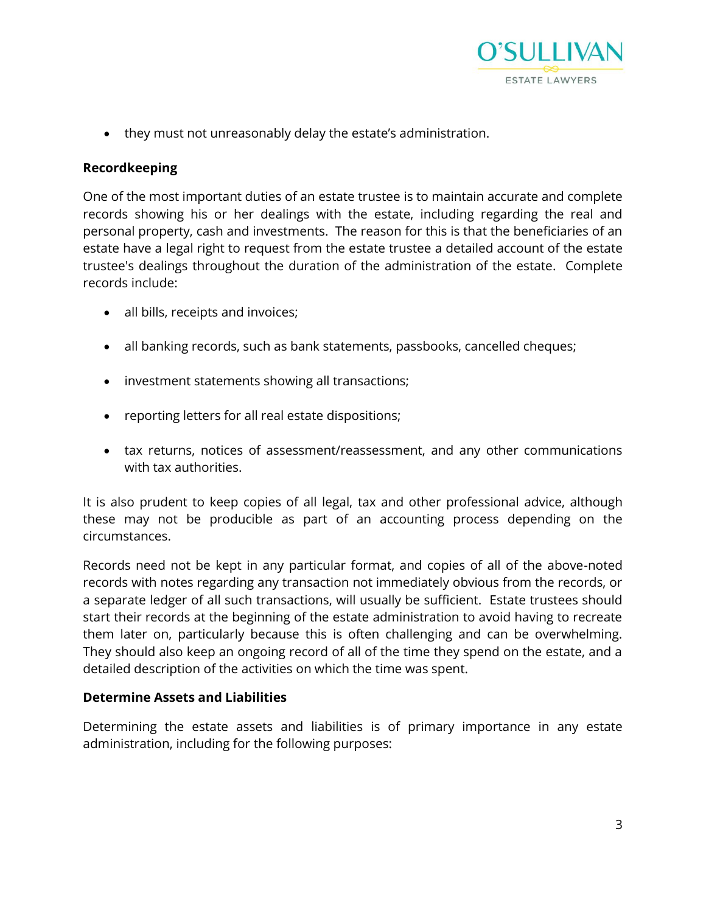- they must not unreasonably delay the estate's administration.

**Recordkeeping**

One of the most important duties of an estate trustee is to maintain accurate and complete records showing his or her dealings with the estate, including regarding the real and personal property, cash and investments. The reason for this is that the beneficiaries of an estate have a legal right to request from the estate trustee a detailed account of the estate trustee's dealings throughout the duration of the administration of the estate. Complete records include:

- all bills, receipts and invoices;
- all banking records, such as bank statements, passbooks, cancelled cheques;
- investment statements showing all transactions;
- reporting letters for all real estate dispositions;
- tax returns, notices of assessment/reassessment, and any other communications with tax authorities.

It is also prudent to keep copies of all legal, tax and other professional advice, although these may not be producible as part of an accounting process depending on the circumstances.

Records need not be kept in any particular format, and copies of all of the above-noted records with notes regarding any transaction not immediately obvious from the records, or a separate ledger of all such transactions, will usually be sufficient. Estate trustees should start their records at the beginning of the estate administration to avoid having to recreate them later on, particularly because this is often challenging and can be overwhelming. They should also keep an ongoing record of all of the time they spend on the estate, and a detailed description of the activities on which the time was spent.

**Determine Assets and Liabilities**

Determining the estate assets and liabilities is of primary importance in any estate administration, including for the following purposes: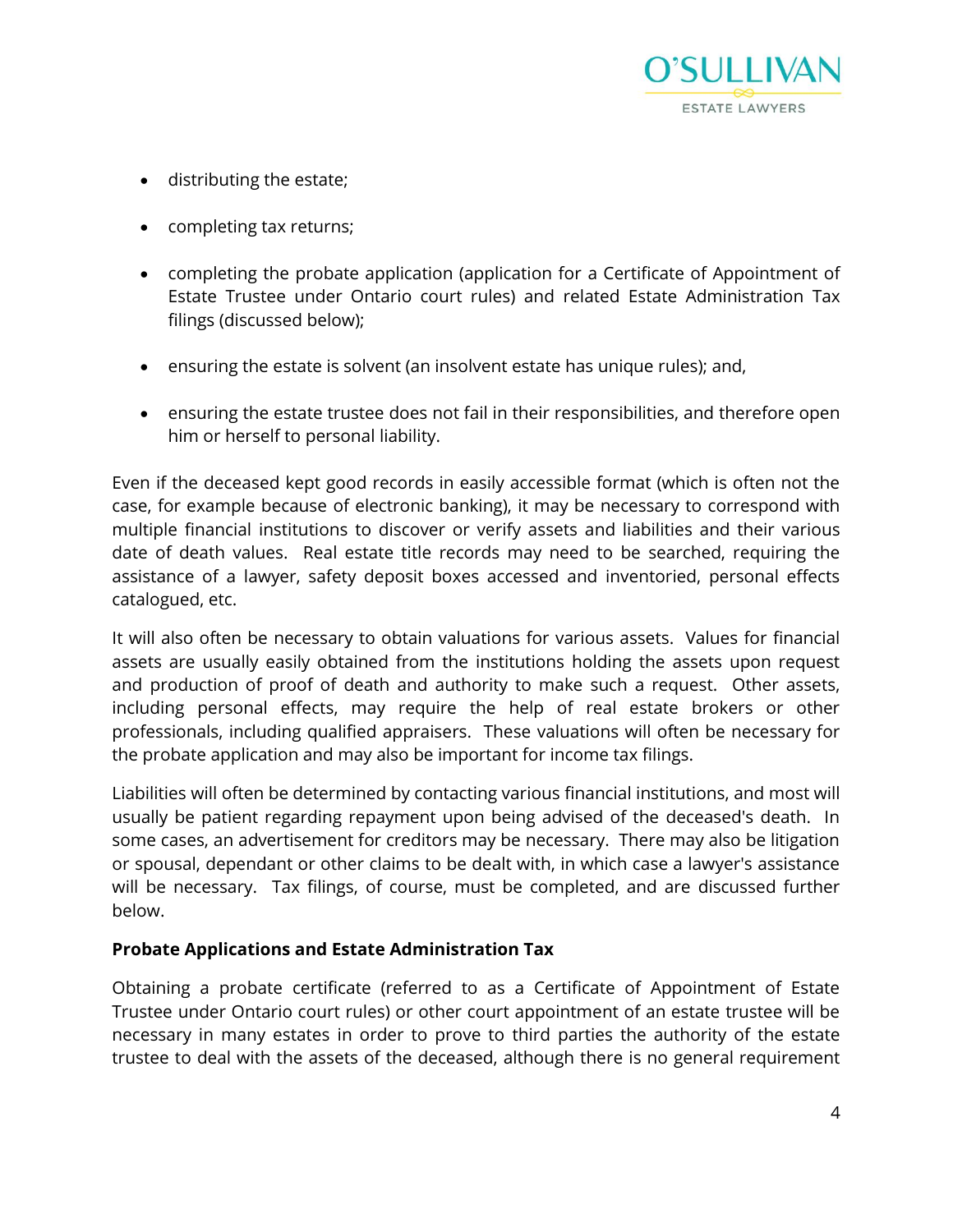- distributing the estate;
- completing tax returns;
- completing the probate application (application for a Certificate of Appointment of Estate Trustee under Ontario court rules) and related Estate Administration Tax filings (discussed below);
- ensuring the estate is solvent (an insolvent estate has unique rules); and,
- ensuring the estate trustee does not fail in their responsibilities, and therefore open him or herself to personal liability.

Even if the deceased kept good records in easily accessible format (which is often not the case, for example because of electronic banking), it may be necessary to correspond with multiple financial institutions to discover or verify assets and liabilities and their various date of death values. Real estate title records may need to be searched, requiring the assistance of a lawyer, safety deposit boxes accessed and inventoried, personal effects catalogued, etc.

It will also often be necessary to obtain valuations for various assets. Values for financial assets are usually easily obtained from the institutions holding the assets upon request and production of proof of death and authority to make such a request. Other assets, including personal effects, may require the help of real estate brokers or other professionals, including qualified appraisers. These valuations will often be necessary for the probate application and may also be important for income tax filings.

Liabilities will often be determined by contacting various financial institutions, and most will usually be patient regarding repayment upon being advised of the deceased's death. In some cases, an advertisement for creditors may be necessary. There may also be litigation or spousal, dependant or other claims to be dealt with, in which case a lawyer's assistance will be necessary. Tax filings, of course, must be completed, and are discussed further below.

**Probate Applications and Estate Administration Tax**

Obtaining a probate certificate (referred to as a Certificate of Appointment of Estate Trustee under Ontario court rules) or other court appointment of an estate trustee will be necessary in many estates in order to prove to third parties the authority of the estate trustee to deal with the assets of the deceased, although there is no general requirement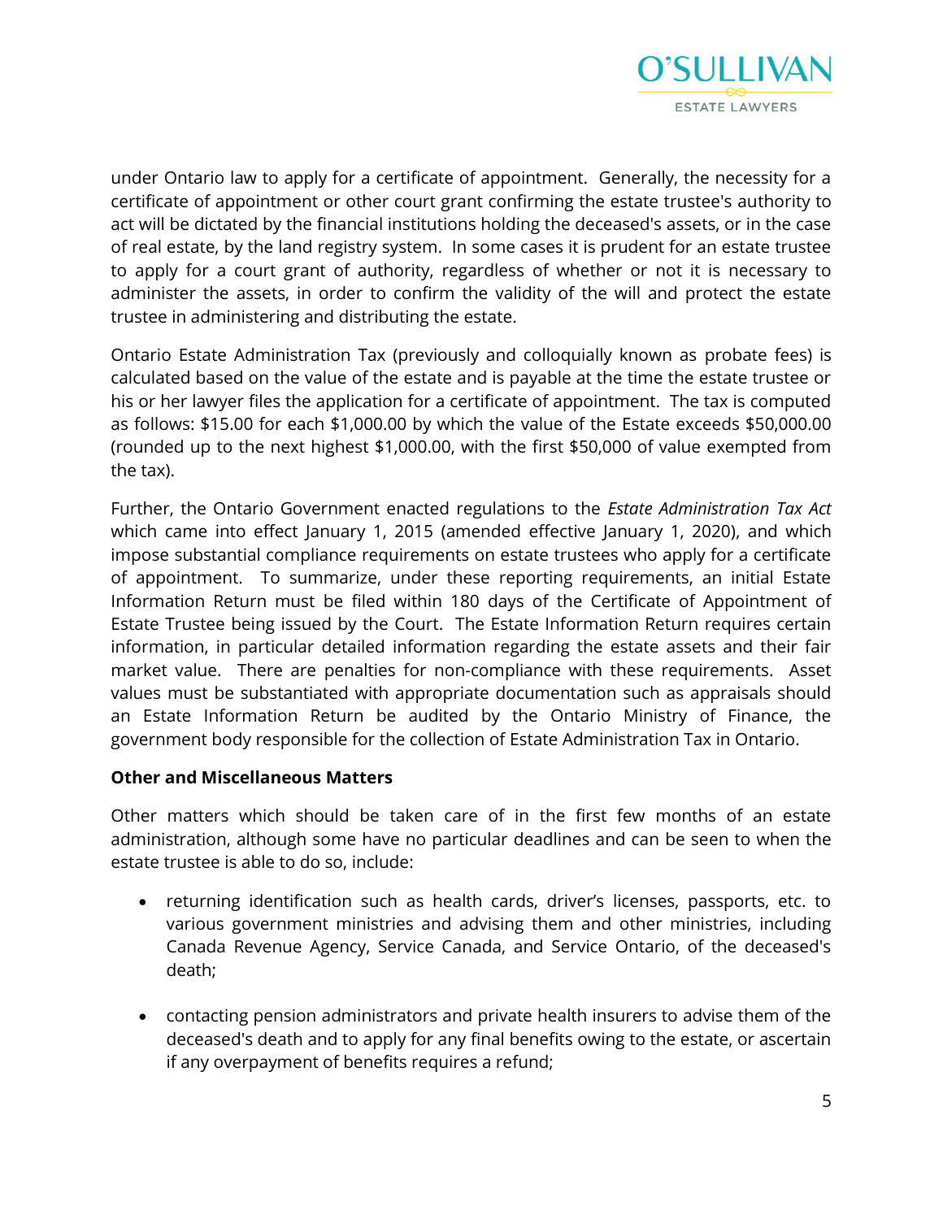under Ontario law to apply for a certificate of appointment. Generally, the necessity for a certificate of appointment or other court grant confirming the estate trustee's authority to act will be dictated by the financial institutions holding the deceased's assets, or in the case of real estate, by the land registry system. In some cases it is prudent for an estate trustee to apply for a court grant of authority, regardless of whether or not it is necessary to administer the assets, in order to confirm the validity of the will and protect the estate trustee in administering and distributing the estate.

Ontario Estate Administration Tax (previously and colloquially known as probate fees) is calculated based on the value of the estate and is payable at the time the estate trustee or his or her lawyer files the application for a certificate of appointment. The tax is computed as follows: $15.00 for each $1,000.00 by which the value of the Estate exceeds $50,000.00 (rounded up to the next highest $1,000.00, with the first $50,000 of value exempted from the tax).

Further, the Ontario Government enacted regulations to the *Estate Administration Tax Act* which came into effect January 1, 2015 (amended effective January 1, 2020), and which impose substantial compliance requirements on estate trustees who apply for a certificate of appointment. To summarize, under these reporting requirements, an initial Estate Information Return must be filed within 180 days of the Certificate of Appointment of Estate Trustee being issued by the Court. The Estate Information Return requires certain information, in particular detailed information regarding the estate assets and their fair market value. There are penalties for non-compliance with these requirements. Asset values must be substantiated with appropriate documentation such as appraisals should an Estate Information Return be audited by the Ontario Ministry of Finance, the government body responsible for the collection of Estate Administration Tax in Ontario.

**Other and Miscellaneous Matters**

Other matters which should be taken care of in the first few months of an estate administration, although some have no particular deadlines and can be seen to when the estate trustee is able to do so, include:

- returning identification such as health cards, driver's licenses, passports, etc. to various government ministries and advising them and other ministries, including Canada Revenue Agency, Service Canada, and Service Ontario, of the deceased's death;

- contacting pension administrators and private health insurers to advise them of the deceased's death and to apply for any final benefits owing to the estate, or ascertain if any overpayment of benefits requires a refund;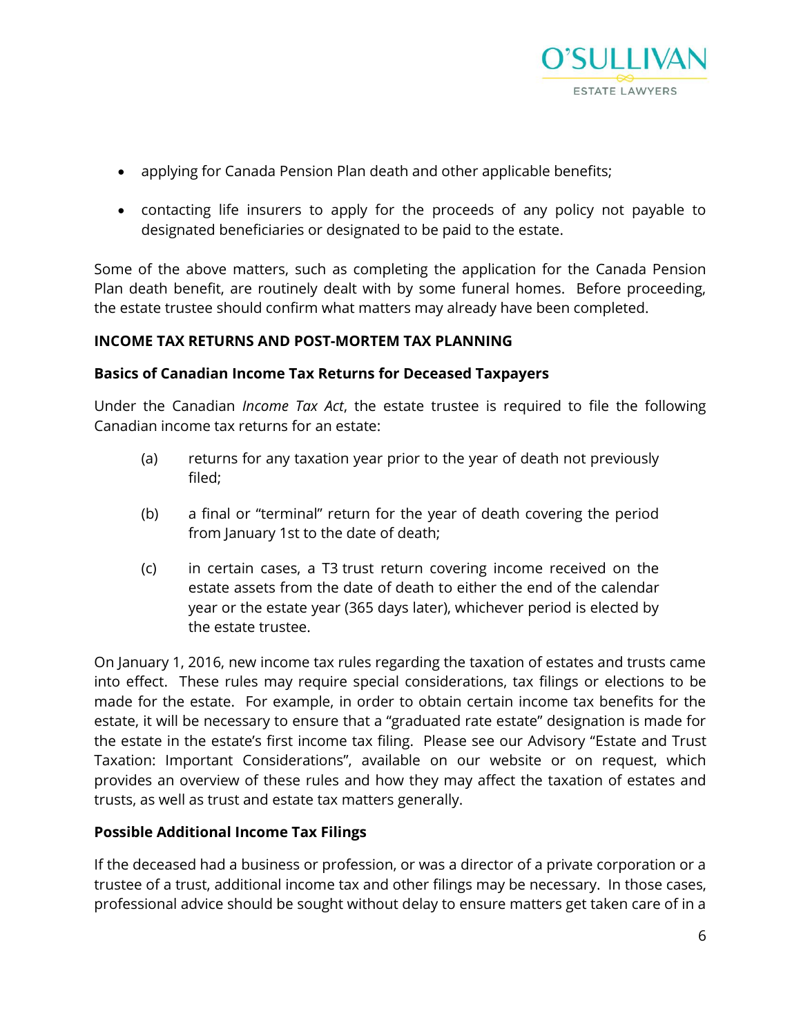- applying for Canada Pension Plan death and other applicable benefits;

- contacting life insurers to apply for the proceeds of any policy not payable to designated beneficiaries or designated to be paid to the estate.

Some of the above matters, such as completing the application for the Canada Pension Plan death benefit, are routinely dealt with by some funeral homes. Before proceeding, the estate trustee should confirm what matters may already have been completed.

## INCOME TAX RETURNS AND POST-MORTEM TAX PLANNING

### Basics of Canadian Income Tax Returns for Deceased Taxpayers

Under the Canadian *Income Tax Act*, the estate trustee is required to file the following Canadian income tax returns for an estate:

(a) returns for any taxation year prior to the year of death not previously filed;

(b) a final or "terminal" return for the year of death covering the period from January 1st to the date of death;

(c) in certain cases, a T3 trust return covering income received on the estate assets from the date of death to either the end of the calendar year or the estate year (365 days later), whichever period is elected by the estate trustee.

On January 1, 2016, new income tax rules regarding the taxation of estates and trusts came into effect. These rules may require special considerations, tax filings or elections to be made for the estate. For example, in order to obtain certain income tax benefits for the estate, it will be necessary to ensure that a "graduated rate estate" designation is made for the estate in the estate's first income tax filing. Please see our Advisory "Estate and Trust Taxation: Important Considerations", available on our website or on request, which provides an overview of these rules and how they may affect the taxation of estates and trusts, as well as trust and estate tax matters generally.

### Possible Additional Income Tax Filings

If the deceased had a business or profession, or was a director of a private corporation or a trustee of a trust, additional income tax and other filings may be necessary. In those cases, professional advice should be sought without delay to ensure matters get taken care of in a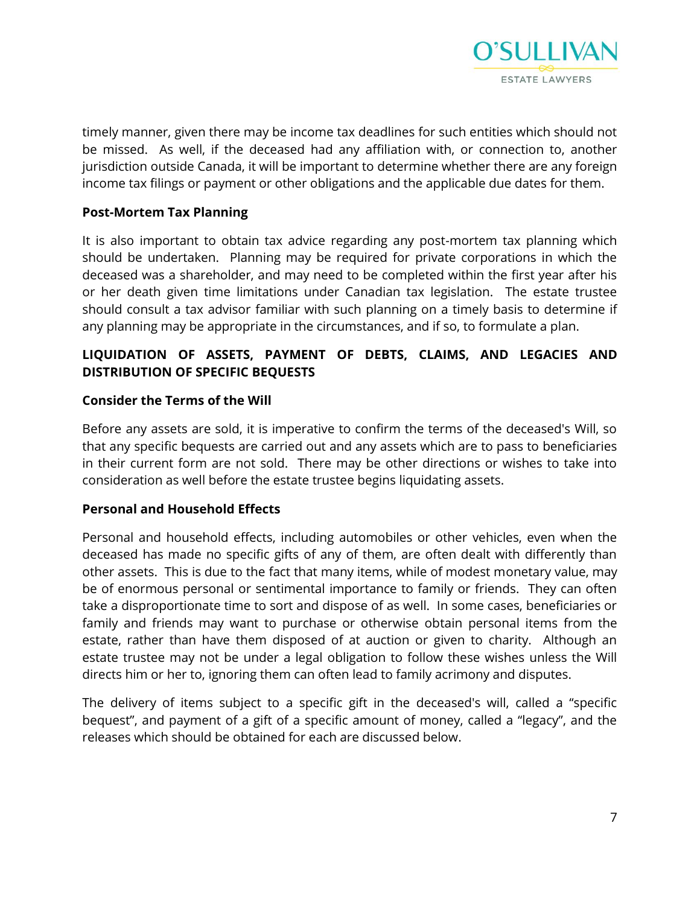timely manner, given there may be income tax deadlines for such entities which should not be missed. As well, if the deceased had any affiliation with, or connection to, another jurisdiction outside Canada, it will be important to determine whether there are any foreign income tax filings or payment or other obligations and the applicable due dates for them.

### Post-Mortem Tax Planning

It is also important to obtain tax advice regarding any post-mortem tax planning which should be undertaken. Planning may be required for private corporations in which the deceased was a shareholder, and may need to be completed within the first year after his or her death given time limitations under Canadian tax legislation. The estate trustee should consult a tax advisor familiar with such planning on a timely basis to determine if any planning may be appropriate in the circumstances, and if so, to formulate a plan.

## LIQUIDATION OF ASSETS, PAYMENT OF DEBTS, CLAIMS, AND LEGACIES AND DISTRIBUTION OF SPECIFIC BEQUESTS

### Consider the Terms of the Will

Before any assets are sold, it is imperative to confirm the terms of the deceased's Will, so that any specific bequests are carried out and any assets which are to pass to beneficiaries in their current form are not sold. There may be other directions or wishes to take into consideration as well before the estate trustee begins liquidating assets.

### Personal and Household Effects

Personal and household effects, including automobiles or other vehicles, even when the deceased has made no specific gifts of any of them, are often dealt with differently than other assets. This is due to the fact that many items, while of modest monetary value, may be of enormous personal or sentimental importance to family or friends. They can often take a disproportionate time to sort and dispose of as well. In some cases, beneficiaries or family and friends may want to purchase or otherwise obtain personal items from the estate, rather than have them disposed of at auction or given to charity. Although an estate trustee may not be under a legal obligation to follow these wishes unless the Will directs him or her to, ignoring them can often lead to family acrimony and disputes.

The delivery of items subject to a specific gift in the deceased's will, called a "specific bequest", and payment of a gift of a specific amount of money, called a "legacy", and the releases which should be obtained for each are discussed below.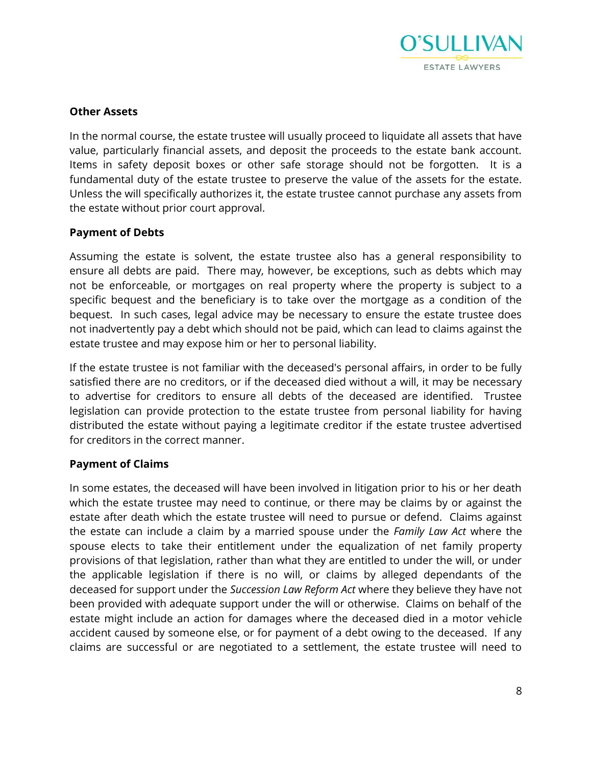### Other Assets

In the normal course, the estate trustee will usually proceed to liquidate all assets that have value, particularly financial assets, and deposit the proceeds to the estate bank account. Items in safety deposit boxes or other safe storage should not be forgotten. It is a fundamental duty of the estate trustee to preserve the value of the assets for the estate. Unless the will specifically authorizes it, the estate trustee cannot purchase any assets from the estate without prior court approval.

### Payment of Debts

Assuming the estate is solvent, the estate trustee also has a general responsibility to ensure all debts are paid. There may, however, be exceptions, such as debts which may not be enforceable, or mortgages on real property where the property is subject to a specific bequest and the beneficiary is to take over the mortgage as a condition of the bequest. In such cases, legal advice may be necessary to ensure the estate trustee does not inadvertently pay a debt which should not be paid, which can lead to claims against the estate trustee and may expose him or her to personal liability.

If the estate trustee is not familiar with the deceased's personal affairs, in order to be fully satisfied there are no creditors, or if the deceased died without a will, it may be necessary to advertise for creditors to ensure all debts of the deceased are identified. Trustee legislation can provide protection to the estate trustee from personal liability for having distributed the estate without paying a legitimate creditor if the estate trustee advertised for creditors in the correct manner.

### Payment of Claims

In some estates, the deceased will have been involved in litigation prior to his or her death which the estate trustee may need to continue, or there may be claims by or against the estate after death which the estate trustee will need to pursue or defend. Claims against the estate can include a claim by a married spouse under the *Family Law Act* where the spouse elects to take their entitlement under the equalization of net family property provisions of that legislation, rather than what they are entitled to under the will, or under the applicable legislation if there is no will, or claims by alleged dependants of the deceased for support under the *Succession Law Reform Act* where they believe they have not been provided with adequate support under the will or otherwise. Claims on behalf of the estate might include an action for damages where the deceased died in a motor vehicle accident caused by someone else, or for payment of a debt owing to the deceased. If any claims are successful or are negotiated to a settlement, the estate trustee will need to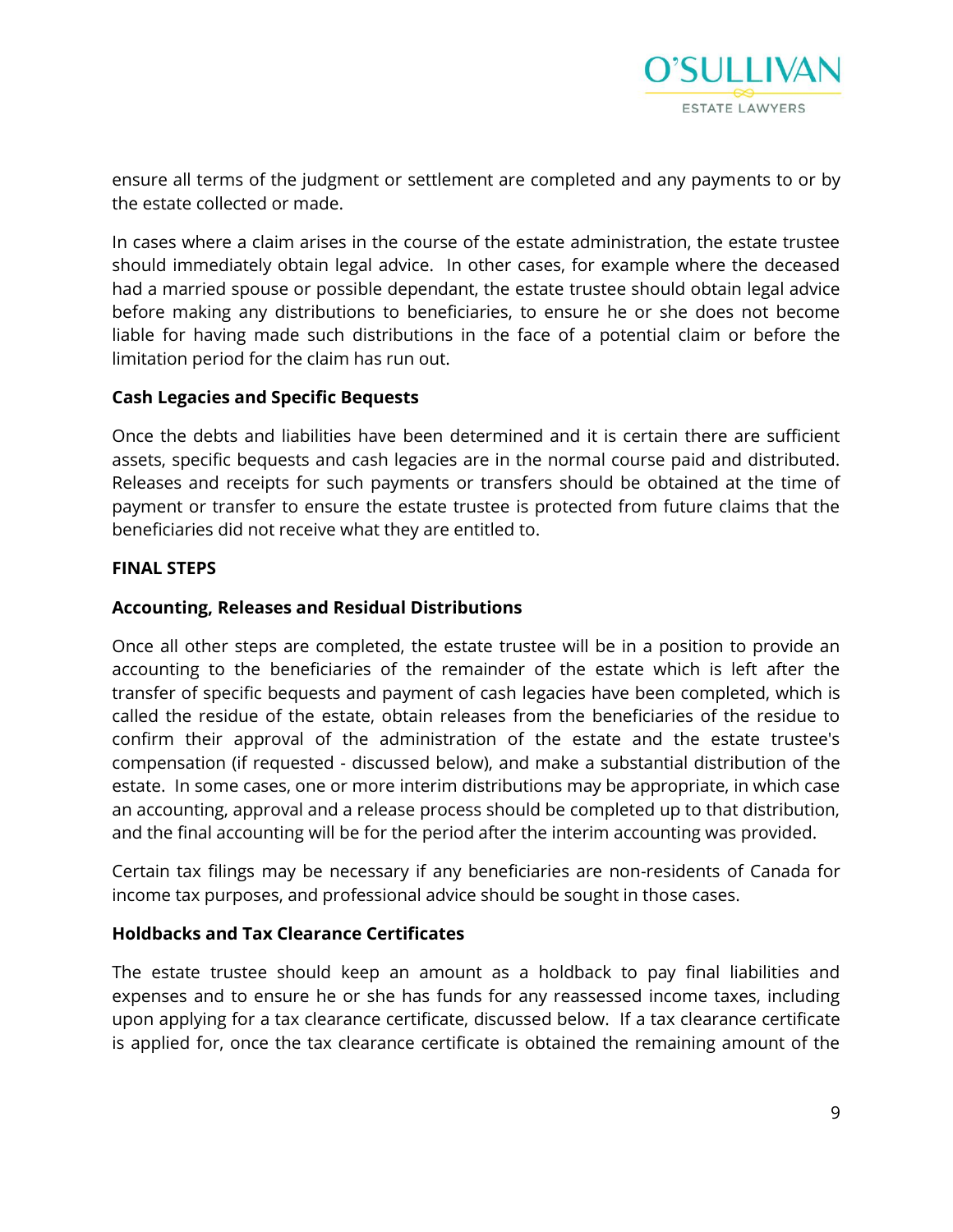ensure all terms of the judgment or settlement are completed and any payments to or by the estate collected or made.

In cases where a claim arises in the course of the estate administration, the estate trustee should immediately obtain legal advice. In other cases, for example where the deceased had a married spouse or possible dependant, the estate trustee should obtain legal advice before making any distributions to beneficiaries, to ensure he or she does not become liable for having made such distributions in the face of a potential claim or before the limitation period for the claim has run out.

**Cash Legacies and Specific Bequests**

Once the debts and liabilities have been determined and it is certain there are sufficient assets, specific bequests and cash legacies are in the normal course paid and distributed. Releases and receipts for such payments or transfers should be obtained at the time of payment or transfer to ensure the estate trustee is protected from future claims that the beneficiaries did not receive what they are entitled to.

## FINAL STEPS

**Accounting, Releases and Residual Distributions**

Once all other steps are completed, the estate trustee will be in a position to provide an accounting to the beneficiaries of the remainder of the estate which is left after the transfer of specific bequests and payment of cash legacies have been completed, which is called the residue of the estate, obtain releases from the beneficiaries of the residue to confirm their approval of the administration of the estate and the estate trustee's compensation (if requested - discussed below), and make a substantial distribution of the estate. In some cases, one or more interim distributions may be appropriate, in which case an accounting, approval and a release process should be completed up to that distribution, and the final accounting will be for the period after the interim accounting was provided.

Certain tax filings may be necessary if any beneficiaries are non-residents of Canada for income tax purposes, and professional advice should be sought in those cases.

**Holdbacks and Tax Clearance Certificates**

The estate trustee should keep an amount as a holdback to pay final liabilities and expenses and to ensure he or she has funds for any reassessed income taxes, including upon applying for a tax clearance certificate, discussed below. If a tax clearance certificate is applied for, once the tax clearance certificate is obtained the remaining amount of the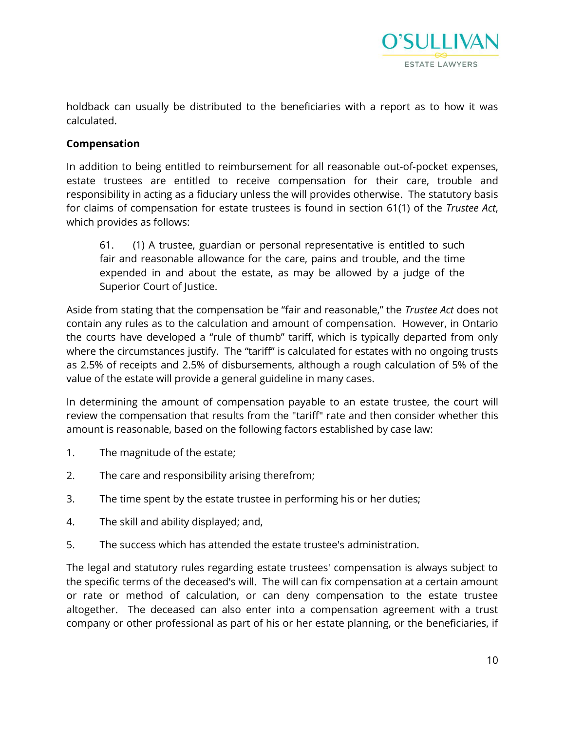holdback can usually be distributed to the beneficiaries with a report as to how it was calculated.

**Compensation**

In addition to being entitled to reimbursement for all reasonable out-of-pocket expenses, estate trustees are entitled to receive compensation for their care, trouble and responsibility in acting as a fiduciary unless the will provides otherwise. The statutory basis for claims of compensation for estate trustees is found in section 61(1) of the *Trustee Act*, which provides as follows:

> 61. (1) A trustee, guardian or personal representative is entitled to such fair and reasonable allowance for the care, pains and trouble, and the time expended in and about the estate, as may be allowed by a judge of the Superior Court of Justice.

Aside from stating that the compensation be "fair and reasonable," the *Trustee Act* does not contain any rules as to the calculation and amount of compensation. However, in Ontario the courts have developed a "rule of thumb" tariff, which is typically departed from only where the circumstances justify. The "tariff" is calculated for estates with no ongoing trusts as 2.5% of receipts and 2.5% of disbursements, although a rough calculation of 5% of the value of the estate will provide a general guideline in many cases.

In determining the amount of compensation payable to an estate trustee, the court will review the compensation that results from the "tariff" rate and then consider whether this amount is reasonable, based on the following factors established by case law:

1. The magnitude of the estate;
2. The care and responsibility arising therefrom;
3. The time spent by the estate trustee in performing his or her duties;
4. The skill and ability displayed; and,
5. The success which has attended the estate trustee's administration.

The legal and statutory rules regarding estate trustees' compensation is always subject to the specific terms of the deceased's will. The will can fix compensation at a certain amount or rate or method of calculation, or can deny compensation to the estate trustee altogether. The deceased can also enter into a compensation agreement with a trust company or other professional as part of his or her estate planning, or the beneficiaries, if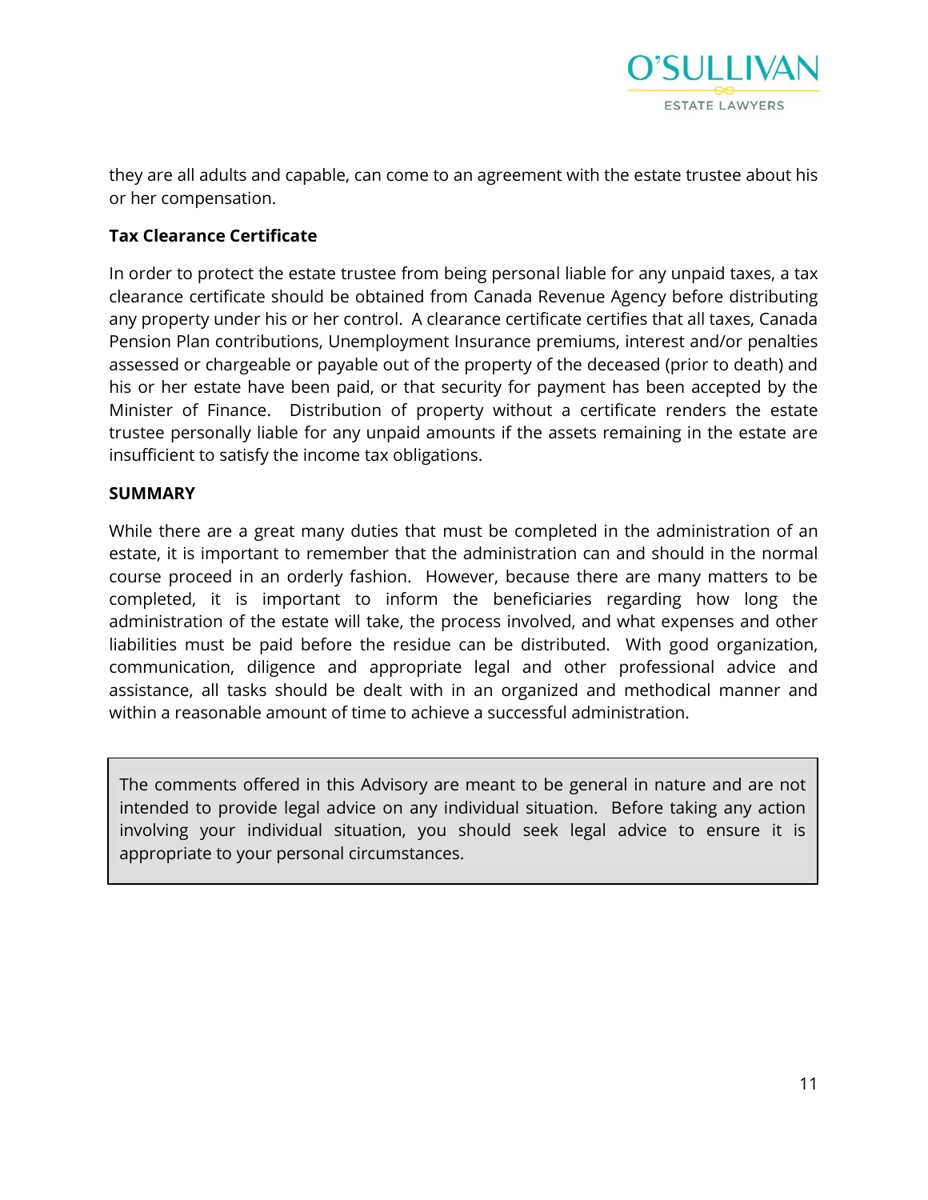they are all adults and capable, can come to an agreement with the estate trustee about his or her compensation.

**Tax Clearance Certificate**

In order to protect the estate trustee from being personal liable for any unpaid taxes, a tax clearance certificate should be obtained from Canada Revenue Agency before distributing any property under his or her control. A clearance certificate certifies that all taxes, Canada Pension Plan contributions, Unemployment Insurance premiums, interest and/or penalties assessed or chargeable or payable out of the property of the deceased (prior to death) and his or her estate have been paid, or that security for payment has been accepted by the Minister of Finance. Distribution of property without a certificate renders the estate trustee personally liable for any unpaid amounts if the assets remaining in the estate are insufficient to satisfy the income tax obligations.

**SUMMARY**

While there are a great many duties that must be completed in the administration of an estate, it is important to remember that the administration can and should in the normal course proceed in an orderly fashion. However, because there are many matters to be completed, it is important to inform the beneficiaries regarding how long the administration of the estate will take, the process involved, and what expenses and other liabilities must be paid before the residue can be distributed. With good organization, communication, diligence and appropriate legal and other professional advice and assistance, all tasks should be dealt with in an organized and methodical manner and within a reasonable amount of time to achieve a successful administration.

> The comments offered in this Advisory are meant to be general in nature and are not intended to provide legal advice on any individual situation. Before taking any action involving your individual situation, you should seek legal advice to ensure it is appropriate to your personal circumstances.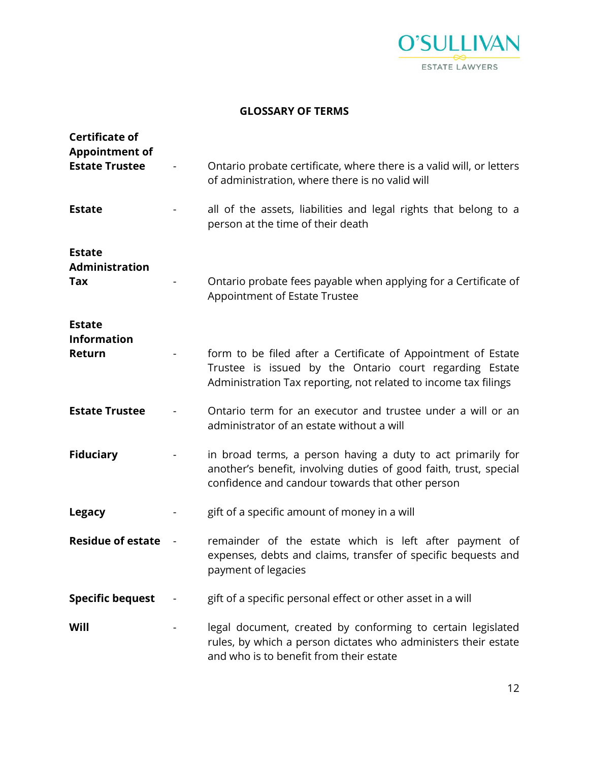## GLOSSARY OF TERMS

| | | |
|---|---|---|
| **Certificate of Appointment of Estate Trustee** | - | Ontario probate certificate, where there is a valid will, or letters of administration, where there is no valid will |
| **Estate** | - | all of the assets, liabilities and legal rights that belong to a person at the time of their death |
| **Estate Administration Tax** | - | Ontario probate fees payable when applying for a Certificate of Appointment of Estate Trustee |
| **Estate Information Return** | - | form to be filed after a Certificate of Appointment of Estate Trustee is issued by the Ontario court regarding Estate Administration Tax reporting, not related to income tax filings |
| **Estate Trustee** | - | Ontario term for an executor and trustee under a will or an administrator of an estate without a will |
| **Fiduciary** | - | in broad terms, a person having a duty to act primarily for another's benefit, involving duties of good faith, trust, special confidence and candour towards that other person |
| **Legacy** | - | gift of a specific amount of money in a will |
| **Residue of estate** | - | remainder of the estate which is left after payment of expenses, debts and claims, transfer of specific bequests and payment of legacies |
| **Specific bequest** | - | gift of a specific personal effect or other asset in a will |
| **Will** | - | legal document, created by conforming to certain legislated rules, by which a person dictates who administers their estate and who is to benefit from their estate |